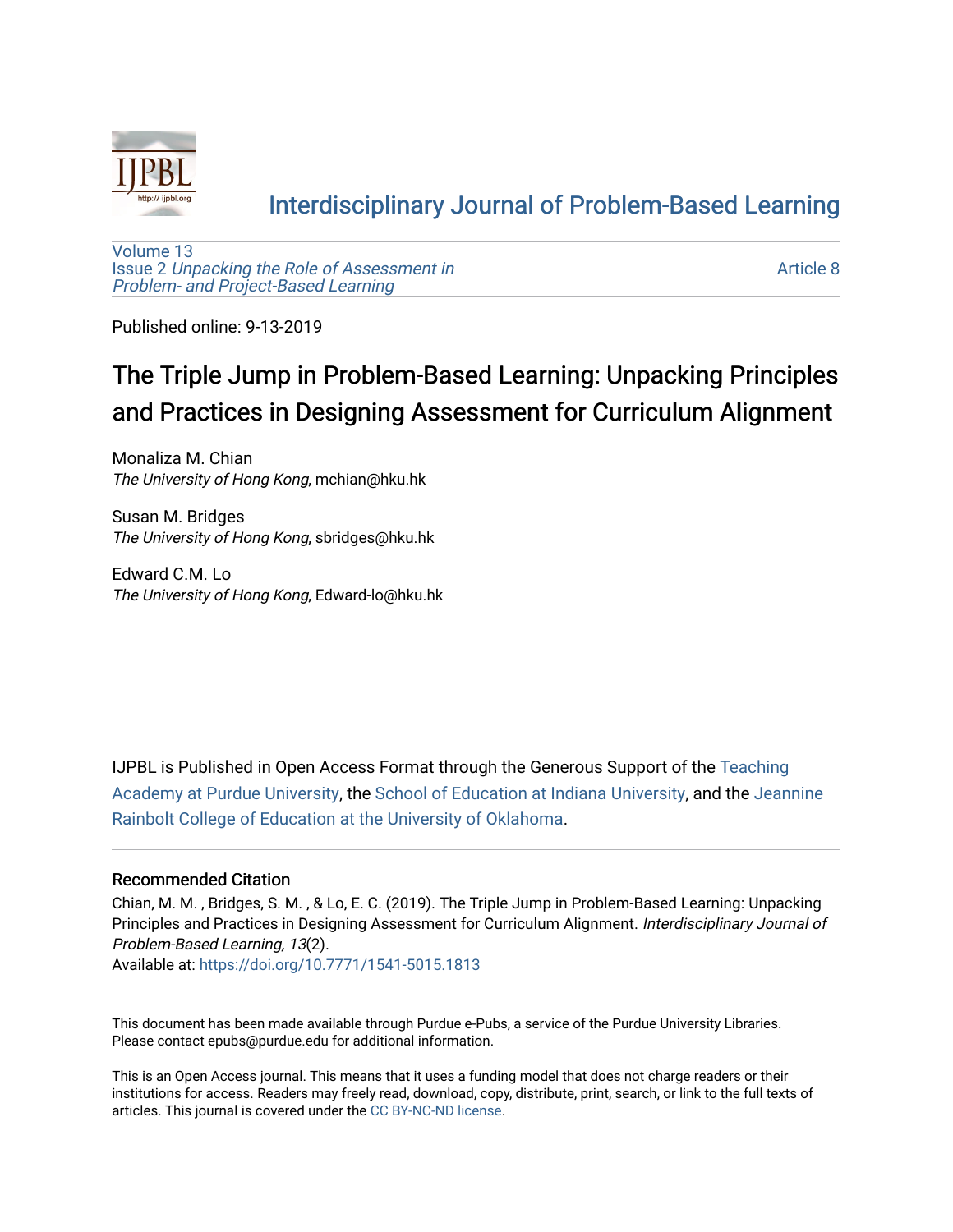Interdisciplinary Journal of Problem-Based Learning

Volume 13
Issue 2 *Unpacking the Role of Assessment in Problem- and Project-Based Learning*

Article 8

Published online: 9-13-2019

# The Triple Jump in Problem-Based Learning: Unpacking Principles and Practices in Designing Assessment for Curriculum Alignment

Monaliza M. Chian
*The University of Hong Kong*, mchian@hku.hk

Susan M. Bridges
*The University of Hong Kong*, sbridges@hku.hk

Edward C.M. Lo
*The University of Hong Kong*, Edward-lo@hku.hk

IJPBL is Published in Open Access Format through the Generous Support of the Teaching Academy at Purdue University, the School of Education at Indiana University, and the Jeannine Rainbolt College of Education at the University of Oklahoma.

## Recommended Citation

Chian, M. M. , Bridges, S. M. , & Lo, E. C. (2019). The Triple Jump in Problem-Based Learning: Unpacking Principles and Practices in Designing Assessment for Curriculum Alignment. *Interdisciplinary Journal of Problem-Based Learning, 13*(2).
Available at: https://doi.org/10.7771/1541-5015.1813

This document has been made available through Purdue e-Pubs, a service of the Purdue University Libraries. Please contact epubs@purdue.edu for additional information.

This is an Open Access journal. This means that it uses a funding model that does not charge readers or their institutions for access. Readers may freely read, download, copy, distribute, print, search, or link to the full texts of articles. This journal is covered under the CC BY-NC-ND license.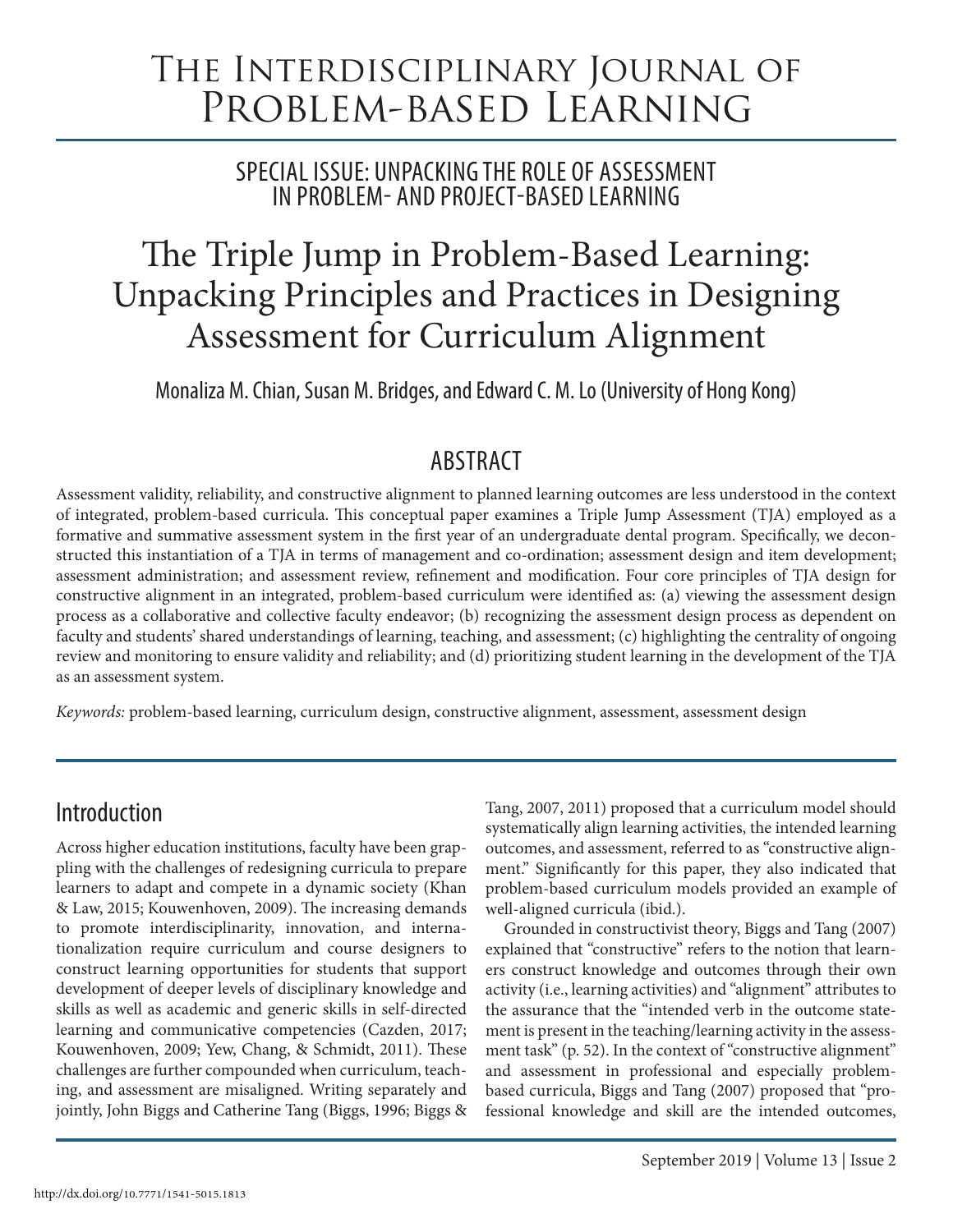# The Interdisciplinary Journal of Problem-based Learning

## Special Issue: Unpacking the Role of Assessment in Problem- and Project-Based Learning

# The Triple Jump in Problem-Based Learning: Unpacking Principles and Practices in Designing Assessment for Curriculum Alignment

Monaliza M. Chian, Susan M. Bridges, and Edward C. M. Lo (University of Hong Kong)

## Abstract

Assessment validity, reliability, and constructive alignment to planned learning outcomes are less understood in the context of integrated, problem-based curricula. This conceptual paper examines a Triple Jump Assessment (TJA) employed as a formative and summative assessment system in the first year of an undergraduate dental program. Specifically, we deconstructed this instantiation of a TJA in terms of management and co-ordination; assessment design and item development; assessment administration; and assessment review, refinement and modification. Four core principles of TJA design for constructive alignment in an integrated, problem-based curriculum were identified as: (a) viewing the assessment design process as a collaborative and collective faculty endeavor; (b) recognizing the assessment design process as dependent on faculty and students' shared understandings of learning, teaching, and assessment; (c) highlighting the centrality of ongoing review and monitoring to ensure validity and reliability; and (d) prioritizing student learning in the development of the TJA as an assessment system.

*Keywords:* problem-based learning, curriculum design, constructive alignment, assessment, assessment design

## Introduction

Across higher education institutions, faculty have been grappling with the challenges of redesigning curricula to prepare learners to adapt and compete in a dynamic society (Khan & Law, 2015; Kouwenhoven, 2009). The increasing demands to promote interdisciplinarity, innovation, and internationalization require curriculum and course designers to construct learning opportunities for students that support development of deeper levels of disciplinary knowledge and skills as well as academic and generic skills in self-directed learning and communicative competencies (Cazden, 2017; Kouwenhoven, 2009; Yew, Chang, & Schmidt, 2011). These challenges are further compounded when curriculum, teaching, and assessment are misaligned. Writing separately and jointly, John Biggs and Catherine Tang (Biggs, 1996; Biggs & Tang, 2007, 2011) proposed that a curriculum model should systematically align learning activities, the intended learning outcomes, and assessment, referred to as "constructive alignment." Significantly for this paper, they also indicated that problem-based curriculum models provided an example of well-aligned curricula (ibid.).

Grounded in constructivist theory, Biggs and Tang (2007) explained that "constructive" refers to the notion that learners construct knowledge and outcomes through their own activity (i.e., learning activities) and "alignment" attributes to the assurance that the "intended verb in the outcome statement is present in the teaching/learning activity in the assessment task" (p. 52). In the context of "constructive alignment" and assessment in professional and especially problem-based curricula, Biggs and Tang (2007) proposed that "professional knowledge and skill are the intended outcomes,

http://dx.doi.org/10.7771/1541-5015.1813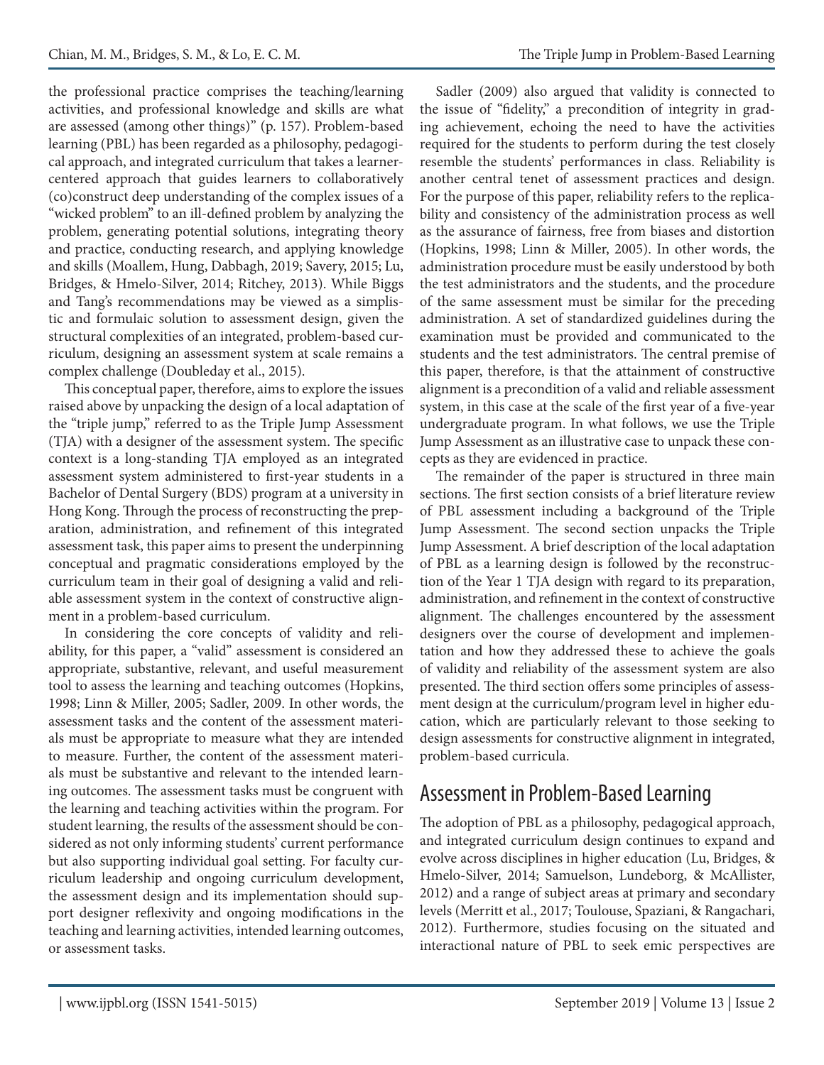the professional practice comprises the teaching/learning activities, and professional knowledge and skills are what are assessed (among other things)" (p. 157). Problem-based learning (PBL) has been regarded as a philosophy, pedagogical approach, and integrated curriculum that takes a learner-centered approach that guides learners to collaboratively (co)construct deep understanding of the complex issues of a "wicked problem" to an ill-defined problem by analyzing the problem, generating potential solutions, integrating theory and practice, conducting research, and applying knowledge and skills (Moallem, Hung, Dabbagh, 2019; Savery, 2015; Lu, Bridges, & Hmelo-Silver, 2014; Ritchey, 2013). While Biggs and Tang's recommendations may be viewed as a simplistic and formulaic solution to assessment design, given the structural complexities of an integrated, problem-based curriculum, designing an assessment system at scale remains a complex challenge (Doubleday et al., 2015).

This conceptual paper, therefore, aims to explore the issues raised above by unpacking the design of a local adaptation of the "triple jump," referred to as the Triple Jump Assessment (TJA) with a designer of the assessment system. The specific context is a long-standing TJA employed as an integrated assessment system administered to first-year students in a Bachelor of Dental Surgery (BDS) program at a university in Hong Kong. Through the process of reconstructing the preparation, administration, and refinement of this integrated assessment task, this paper aims to present the underpinning conceptual and pragmatic considerations employed by the curriculum team in their goal of designing a valid and reliable assessment system in the context of constructive alignment in a problem-based curriculum.

In considering the core concepts of validity and reliability, for this paper, a "valid" assessment is considered an appropriate, substantive, relevant, and useful measurement tool to assess the learning and teaching outcomes (Hopkins, 1998; Linn & Miller, 2005; Sadler, 2009. In other words, the assessment tasks and the content of the assessment materials must be appropriate to measure what they are intended to measure. Further, the content of the assessment materials must be substantive and relevant to the intended learning outcomes. The assessment tasks must be congruent with the learning and teaching activities within the program. For student learning, the results of the assessment should be considered as not only informing students' current performance but also supporting individual goal setting. For faculty curriculum leadership and ongoing curriculum development, the assessment design and its implementation should support designer reflexivity and ongoing modifications in the teaching and learning activities, intended learning outcomes, or assessment tasks.

Sadler (2009) also argued that validity is connected to the issue of "fidelity," a precondition of integrity in grading achievement, echoing the need to have the activities required for the students to perform during the test closely resemble the students' performances in class. Reliability is another central tenet of assessment practices and design. For the purpose of this paper, reliability refers to the replicability and consistency of the administration process as well as the assurance of fairness, free from biases and distortion (Hopkins, 1998; Linn & Miller, 2005). In other words, the administration procedure must be easily understood by both the test administrators and the students, and the procedure of the same assessment must be similar for the preceding administration. A set of standardized guidelines during the examination must be provided and communicated to the students and the test administrators. The central premise of this paper, therefore, is that the attainment of constructive alignment is a precondition of a valid and reliable assessment system, in this case at the scale of the first year of a five-year undergraduate program. In what follows, we use the Triple Jump Assessment as an illustrative case to unpack these concepts as they are evidenced in practice.

The remainder of the paper is structured in three main sections. The first section consists of a brief literature review of PBL assessment including a background of the Triple Jump Assessment. The second section unpacks the Triple Jump Assessment. A brief description of the local adaptation of PBL as a learning design is followed by the reconstruction of the Year 1 TJA design with regard to its preparation, administration, and refinement in the context of constructive alignment. The challenges encountered by the assessment designers over the course of development and implementation and how they addressed these to achieve the goals of validity and reliability of the assessment system are also presented. The third section offers some principles of assessment design at the curriculum/program level in higher education, which are particularly relevant to those seeking to design assessments for constructive alignment in integrated, problem-based curricula.

## Assessment in Problem-Based Learning

The adoption of PBL as a philosophy, pedagogical approach, and integrated curriculum design continues to expand and evolve across disciplines in higher education (Lu, Bridges, & Hmelo-Silver, 2014; Samuelson, Lundeborg, & McAllister, 2012) and a range of subject areas at primary and secondary levels (Merritt et al., 2017; Toulouse, Spaziani, & Rangachari, 2012). Furthermore, studies focusing on the situated and interactional nature of PBL to seek emic perspectives are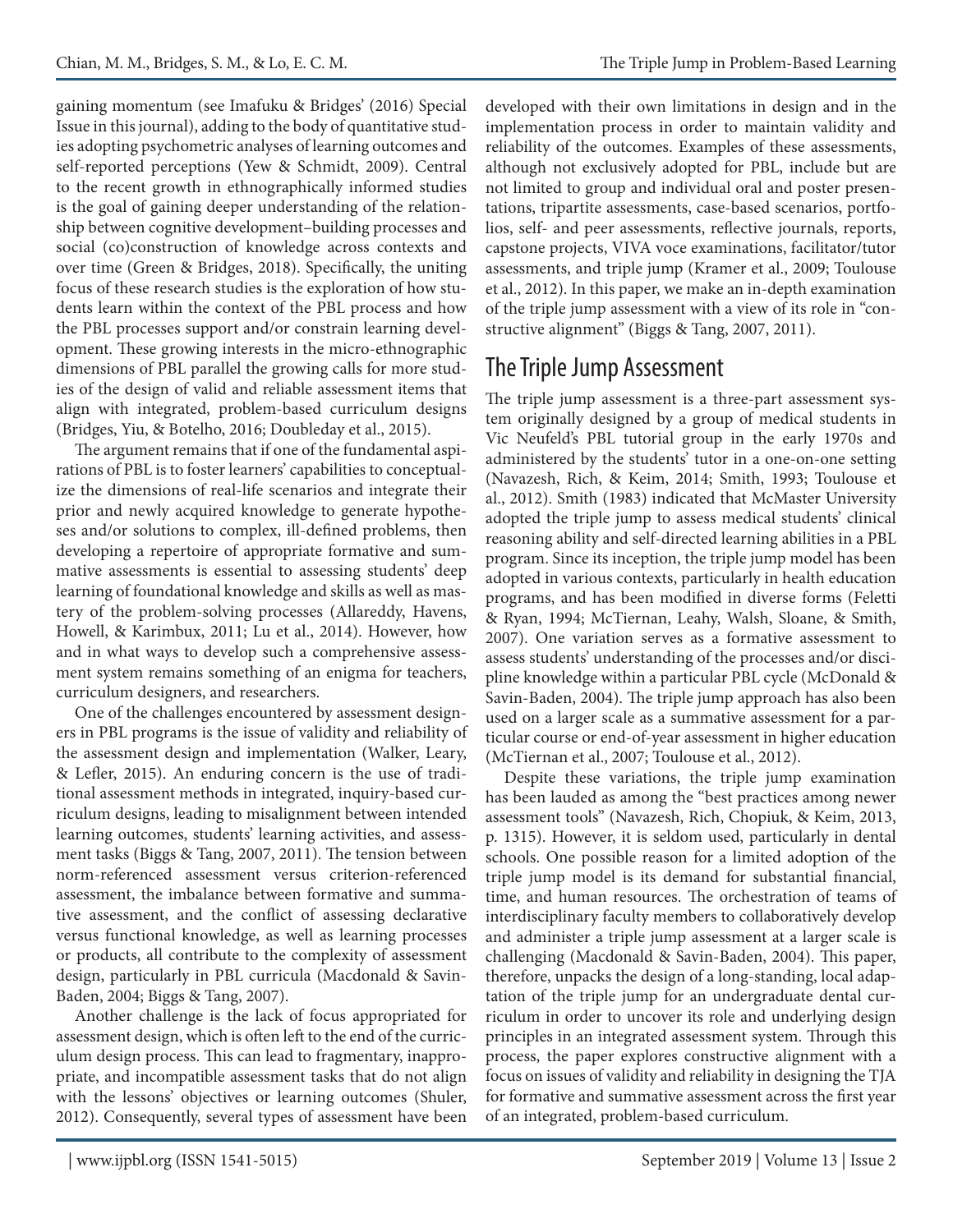gaining momentum (see Imafuku & Bridges' (2016) Special Issue in this journal), adding to the body of quantitative studies adopting psychometric analyses of learning outcomes and self-reported perceptions (Yew & Schmidt, 2009). Central to the recent growth in ethnographically informed studies is the goal of gaining deeper understanding of the relationship between cognitive development–building processes and social (co)construction of knowledge across contexts and over time (Green & Bridges, 2018). Specifically, the uniting focus of these research studies is the exploration of how students learn within the context of the PBL process and how the PBL processes support and/or constrain learning development. These growing interests in the micro-ethnographic dimensions of PBL parallel the growing calls for more studies of the design of valid and reliable assessment items that align with integrated, problem-based curriculum designs (Bridges, Yiu, & Botelho, 2016; Doubleday et al., 2015).

The argument remains that if one of the fundamental aspirations of PBL is to foster learners' capabilities to conceptualize the dimensions of real-life scenarios and integrate their prior and newly acquired knowledge to generate hypotheses and/or solutions to complex, ill-defined problems, then developing a repertoire of appropriate formative and summative assessments is essential to assessing students' deep learning of foundational knowledge and skills as well as mastery of the problem-solving processes (Allareddy, Havens, Howell, & Karimbux, 2011; Lu et al., 2014). However, how and in what ways to develop such a comprehensive assessment system remains something of an enigma for teachers, curriculum designers, and researchers.

One of the challenges encountered by assessment designers in PBL programs is the issue of validity and reliability of the assessment design and implementation (Walker, Leary, & Lefler, 2015). An enduring concern is the use of traditional assessment methods in integrated, inquiry-based curriculum designs, leading to misalignment between intended learning outcomes, students' learning activities, and assessment tasks (Biggs & Tang, 2007, 2011). The tension between norm-referenced assessment versus criterion-referenced assessment, the imbalance between formative and summative assessment, and the conflict of assessing declarative versus functional knowledge, as well as learning processes or products, all contribute to the complexity of assessment design, particularly in PBL curricula (Macdonald & Savin-Baden, 2004; Biggs & Tang, 2007).

Another challenge is the lack of focus appropriated for assessment design, which is often left to the end of the curriculum design process. This can lead to fragmentary, inappropriate, and incompatible assessment tasks that do not align with the lessons' objectives or learning outcomes (Shuler, 2012). Consequently, several types of assessment have been developed with their own limitations in design and in the implementation process in order to maintain validity and reliability of the outcomes. Examples of these assessments, although not exclusively adopted for PBL, include but are not limited to group and individual oral and poster presentations, tripartite assessments, case-based scenarios, portfolios, self- and peer assessments, reflective journals, reports, capstone projects, VIVA voce examinations, facilitator/tutor assessments, and triple jump (Kramer et al., 2009; Toulouse et al., 2012). In this paper, we make an in-depth examination of the triple jump assessment with a view of its role in "constructive alignment" (Biggs & Tang, 2007, 2011).

## The Triple Jump Assessment

The triple jump assessment is a three-part assessment system originally designed by a group of medical students in Vic Neufeld's PBL tutorial group in the early 1970s and administered by the students' tutor in a one-on-one setting (Navazesh, Rich, & Keim, 2014; Smith, 1993; Toulouse et al., 2012). Smith (1983) indicated that McMaster University adopted the triple jump to assess medical students' clinical reasoning ability and self-directed learning abilities in a PBL program. Since its inception, the triple jump model has been adopted in various contexts, particularly in health education programs, and has been modified in diverse forms (Feletti & Ryan, 1994; McTiernan, Leahy, Walsh, Sloane, & Smith, 2007). One variation serves as a formative assessment to assess students' understanding of the processes and/or discipline knowledge within a particular PBL cycle (McDonald & Savin-Baden, 2004). The triple jump approach has also been used on a larger scale as a summative assessment for a particular course or end-of-year assessment in higher education (McTiernan et al., 2007; Toulouse et al., 2012).

Despite these variations, the triple jump examination has been lauded as among the "best practices among newer assessment tools" (Navazesh, Rich, Chopiuk, & Keim, 2013, p. 1315). However, it is seldom used, particularly in dental schools. One possible reason for a limited adoption of the triple jump model is its demand for substantial financial, time, and human resources. The orchestration of teams of interdisciplinary faculty members to collaboratively develop and administer a triple jump assessment at a larger scale is challenging (Macdonald & Savin-Baden, 2004). This paper, therefore, unpacks the design of a long-standing, local adaptation of the triple jump for an undergraduate dental curriculum in order to uncover its role and underlying design principles in an integrated assessment system. Through this process, the paper explores constructive alignment with a focus on issues of validity and reliability in designing the TJA for formative and summative assessment across the first year of an integrated, problem-based curriculum.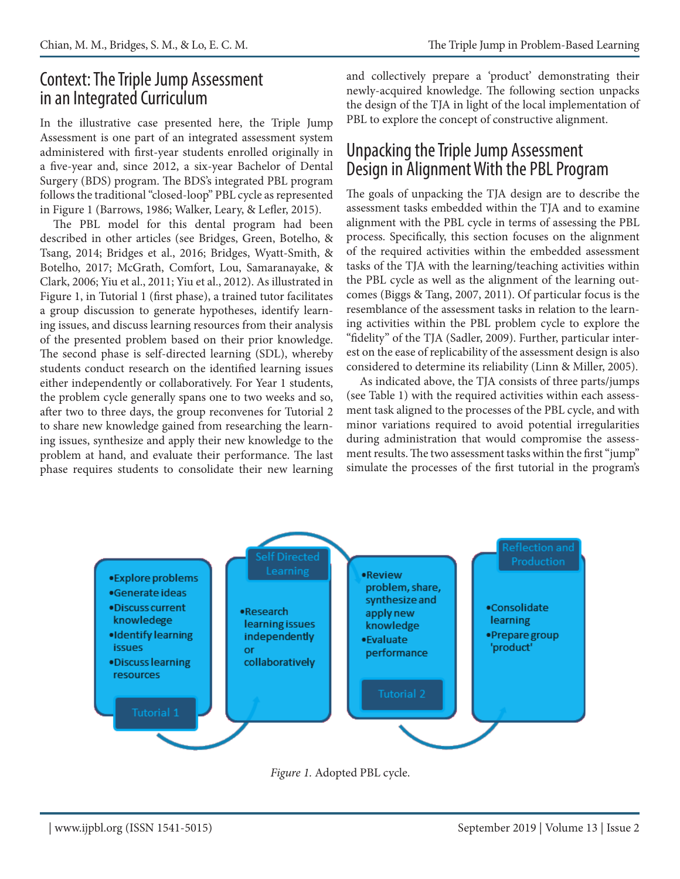## Context: The Triple Jump Assessment in an Integrated Curriculum

In the illustrative case presented here, the Triple Jump Assessment is one part of an integrated assessment system administered with first-year students enrolled originally in a five-year and, since 2012, a six-year Bachelor of Dental Surgery (BDS) program. The BDS's integrated PBL program follows the traditional "closed-loop" PBL cycle as represented in Figure 1 (Barrows, 1986; Walker, Leary, & Lefler, 2015).

The PBL model for this dental program had been described in other articles (see Bridges, Green, Botelho, & Tsang, 2014; Bridges et al., 2016; Bridges, Wyatt-Smith, & Botelho, 2017; McGrath, Comfort, Lou, Samaranayake, & Clark, 2006; Yiu et al., 2011; Yiu et al., 2012). As illustrated in Figure 1, in Tutorial 1 (first phase), a trained tutor facilitates a group discussion to generate hypotheses, identify learning issues, and discuss learning resources from their analysis of the presented problem based on their prior knowledge. The second phase is self-directed learning (SDL), whereby students conduct research on the identified learning issues either independently or collaboratively. For Year 1 students, the problem cycle generally spans one to two weeks and so, after two to three days, the group reconvenes for Tutorial 2 to share new knowledge gained from researching the learning issues, synthesize and apply their new knowledge to the problem at hand, and evaluate their performance. The last phase requires students to consolidate their new learning and collectively prepare a 'product' demonstrating their newly-acquired knowledge. The following section unpacks the design of the TJA in light of the local implementation of PBL to explore the concept of constructive alignment.

## Unpacking the Triple Jump Assessment Design in Alignment With the PBL Program

The goals of unpacking the TJA design are to describe the assessment tasks embedded within the TJA and to examine alignment with the PBL cycle in terms of assessing the PBL process. Specifically, this section focuses on the alignment of the required activities within the embedded assessment tasks of the TJA with the learning/teaching activities within the PBL cycle as well as the alignment of the learning outcomes (Biggs & Tang, 2007, 2011). Of particular focus is the resemblance of the assessment tasks in relation to the learning activities within the PBL problem cycle to explore the "fidelity" of the TJA (Sadler, 2009). Further, particular interest on the ease of replicability of the assessment design is also considered to determine its reliability (Linn & Miller, 2005).

As indicated above, the TJA consists of three parts/jumps (see Table 1) with the required activities within each assessment task aligned to the processes of the PBL cycle, and with minor variations required to avoid potential irregularities during administration that would compromise the assessment results. The two assessment tasks within the first "jump" simulate the processes of the first tutorial in the program's

**Tutorial 1**
- Explore problems
- Generate ideas
- Discuss current knowledge
- Identify learning issues
- Discuss learning resources

**Self Directed Learning**
- Research learning issues independently or collaboratively

**Tutorial 2**
- Review problem, share, synthesize and apply new knowledge
- Evaluate performance

**Reflection and Production**
- Consolidate learning
- Prepare group 'product'

*Figure 1.* Adopted PBL cycle.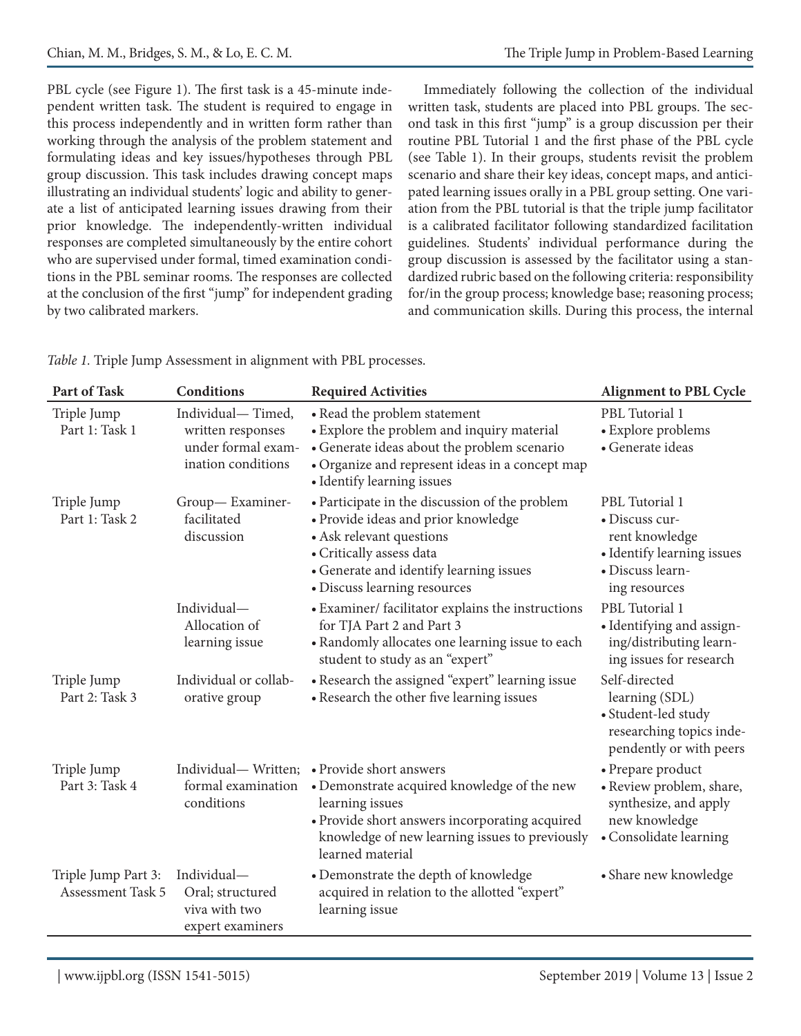PBL cycle (see Figure 1). The first task is a 45-minute independent written task. The student is required to engage in this process independently and in written form rather than working through the analysis of the problem statement and formulating ideas and key issues/hypotheses through PBL group discussion. This task includes drawing concept maps illustrating an individual students' logic and ability to generate a list of anticipated learning issues drawing from their prior knowledge. The independently-written individual responses are completed simultaneously by the entire cohort who are supervised under formal, timed examination conditions in the PBL seminar rooms. The responses are collected at the conclusion of the first "jump" for independent grading by two calibrated markers.

Immediately following the collection of the individual written task, students are placed into PBL groups. The second task in this first "jump" is a group discussion per their routine PBL Tutorial 1 and the first phase of the PBL cycle (see Table 1). In their groups, students revisit the problem scenario and share their key ideas, concept maps, and anticipated learning issues orally in a PBL group setting. One variation from the PBL tutorial is that the triple jump facilitator is a calibrated facilitator following standardized facilitation guidelines. Students' individual performance during the group discussion is assessed by the facilitator using a standardized rubric based on the following criteria: responsibility for/in the group process; knowledge base; reasoning process; and communication skills. During this process, the internal

*Table 1.* Triple Jump Assessment in alignment with PBL processes.

| Part of Task | Conditions | Required Activities | Alignment to PBL Cycle |
|---|---|---|---|
| Triple Jump Part 1: Task 1 | Individual— Timed, written responses under formal examination conditions | • Read the problem statement<br>• Explore the problem and inquiry material<br>• Generate ideas about the problem scenario<br>• Organize and represent ideas in a concept map<br>• Identify learning issues | PBL Tutorial 1<br>• Explore problems<br>• Generate ideas |
| Triple Jump Part 1: Task 2 | Group— Examiner-facilitated discussion | • Participate in the discussion of the problem<br>• Provide ideas and prior knowledge<br>• Ask relevant questions<br>• Critically assess data<br>• Generate and identify learning issues<br>• Discuss learning resources | PBL Tutorial 1<br>• Discuss current knowledge<br>• Identify learning issues<br>• Discuss learning resources |
| | Individual— Allocation of learning issue | • Examiner/ facilitator explains the instructions for TJA Part 2 and Part 3<br>• Randomly allocates one learning issue to each student to study as an "expert" | PBL Tutorial 1<br>• Identifying and assigning/distributing learning issues for research |
| Triple Jump Part 2: Task 3 | Individual or collaborative group | • Research the assigned "expert" learning issue<br>• Research the other five learning issues | Self-directed learning (SDL)<br>• Student-led study researching topics independently or with peers |
| Triple Jump Part 3: Task 4 | Individual— Written; formal examination conditions | • Provide short answers<br>• Demonstrate acquired knowledge of the new learning issues<br>• Provide short answers incorporating acquired knowledge of new learning issues to previously learned material | • Prepare product<br>• Review problem, share, synthesize, and apply new knowledge<br>• Consolidate learning |
| Triple Jump Part 3: Assessment Task 5 | Individual— Oral; structured viva with two expert examiners | • Demonstrate the depth of knowledge acquired in relation to the allotted "expert" learning issue | • Share new knowledge |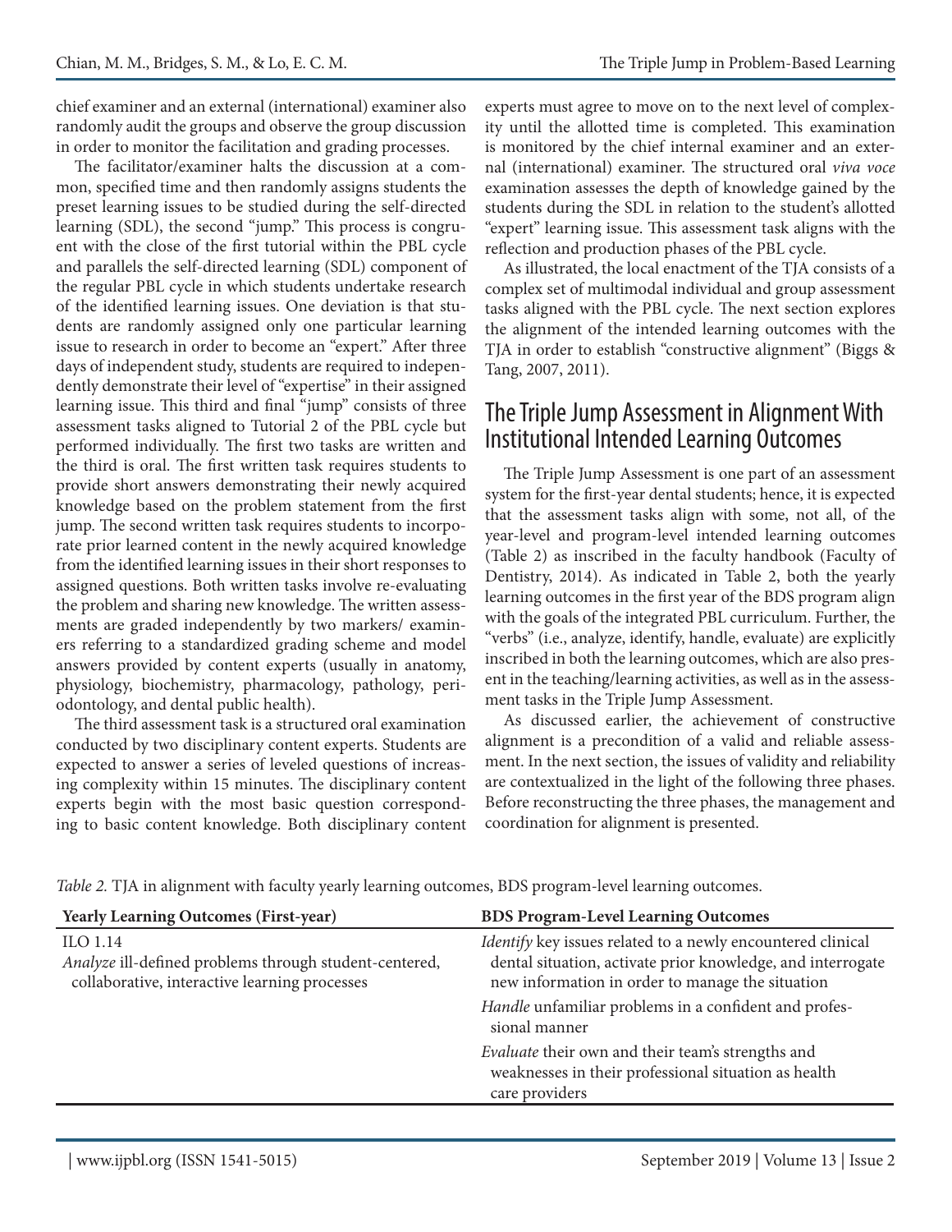chief examiner and an external (international) examiner also randomly audit the groups and observe the group discussion in order to monitor the facilitation and grading processes.

The facilitator/examiner halts the discussion at a common, specified time and then randomly assigns students the preset learning issues to be studied during the self-directed learning (SDL), the second "jump." This process is congruent with the close of the first tutorial within the PBL cycle and parallels the self-directed learning (SDL) component of the regular PBL cycle in which students undertake research of the identified learning issues. One deviation is that students are randomly assigned only one particular learning issue to research in order to become an "expert." After three days of independent study, students are required to independently demonstrate their level of "expertise" in their assigned learning issue. This third and final "jump" consists of three assessment tasks aligned to Tutorial 2 of the PBL cycle but performed individually. The first two tasks are written and the third is oral. The first written task requires students to provide short answers demonstrating their newly acquired knowledge based on the problem statement from the first jump. The second written task requires students to incorporate prior learned content in the newly acquired knowledge from the identified learning issues in their short responses to assigned questions. Both written tasks involve re-evaluating the problem and sharing new knowledge. The written assessments are graded independently by two markers/ examiners referring to a standardized grading scheme and model answers provided by content experts (usually in anatomy, physiology, biochemistry, pharmacology, pathology, periodontology, and dental public health).

The third assessment task is a structured oral examination conducted by two disciplinary content experts. Students are expected to answer a series of leveled questions of increasing complexity within 15 minutes. The disciplinary content experts begin with the most basic question corresponding to basic content knowledge. Both disciplinary content experts must agree to move on to the next level of complexity until the allotted time is completed. This examination is monitored by the chief internal examiner and an external (international) examiner. The structured oral *viva voce* examination assesses the depth of knowledge gained by the students during the SDL in relation to the student's allotted "expert" learning issue. This assessment task aligns with the reflection and production phases of the PBL cycle.

As illustrated, the local enactment of the TJA consists of a complex set of multimodal individual and group assessment tasks aligned with the PBL cycle. The next section explores the alignment of the intended learning outcomes with the TJA in order to establish "constructive alignment" (Biggs & Tang, 2007, 2011).

## The Triple Jump Assessment in Alignment With Institutional Intended Learning Outcomes

The Triple Jump Assessment is one part of an assessment system for the first-year dental students; hence, it is expected that the assessment tasks align with some, not all, of the year-level and program-level intended learning outcomes (Table 2) as inscribed in the faculty handbook (Faculty of Dentistry, 2014). As indicated in Table 2, both the yearly learning outcomes in the first year of the BDS program align with the goals of the integrated PBL curriculum. Further, the "verbs" (i.e., analyze, identify, handle, evaluate) are explicitly inscribed in both the learning outcomes, which are also present in the teaching/learning activities, as well as in the assessment tasks in the Triple Jump Assessment.

As discussed earlier, the achievement of constructive alignment is a precondition of a valid and reliable assessment. In the next section, the issues of validity and reliability are contextualized in the light of the following three phases. Before reconstructing the three phases, the management and coordination for alignment is presented.

*Table 2.* TJA in alignment with faculty yearly learning outcomes, BDS program-level learning outcomes.

| Yearly Learning Outcomes (First-year) | BDS Program-Level Learning Outcomes |
|---|---|
| ILO 1.14<br>*Analyze* ill-defined problems through student-centered, collaborative, interactive learning processes | *Identify* key issues related to a newly encountered clinical dental situation, activate prior knowledge, and interrogate new information in order to manage the situation |
| | *Handle* unfamiliar problems in a confident and professional manner |
| | *Evaluate* their own and their team's strengths and weaknesses in their professional situation as health care providers |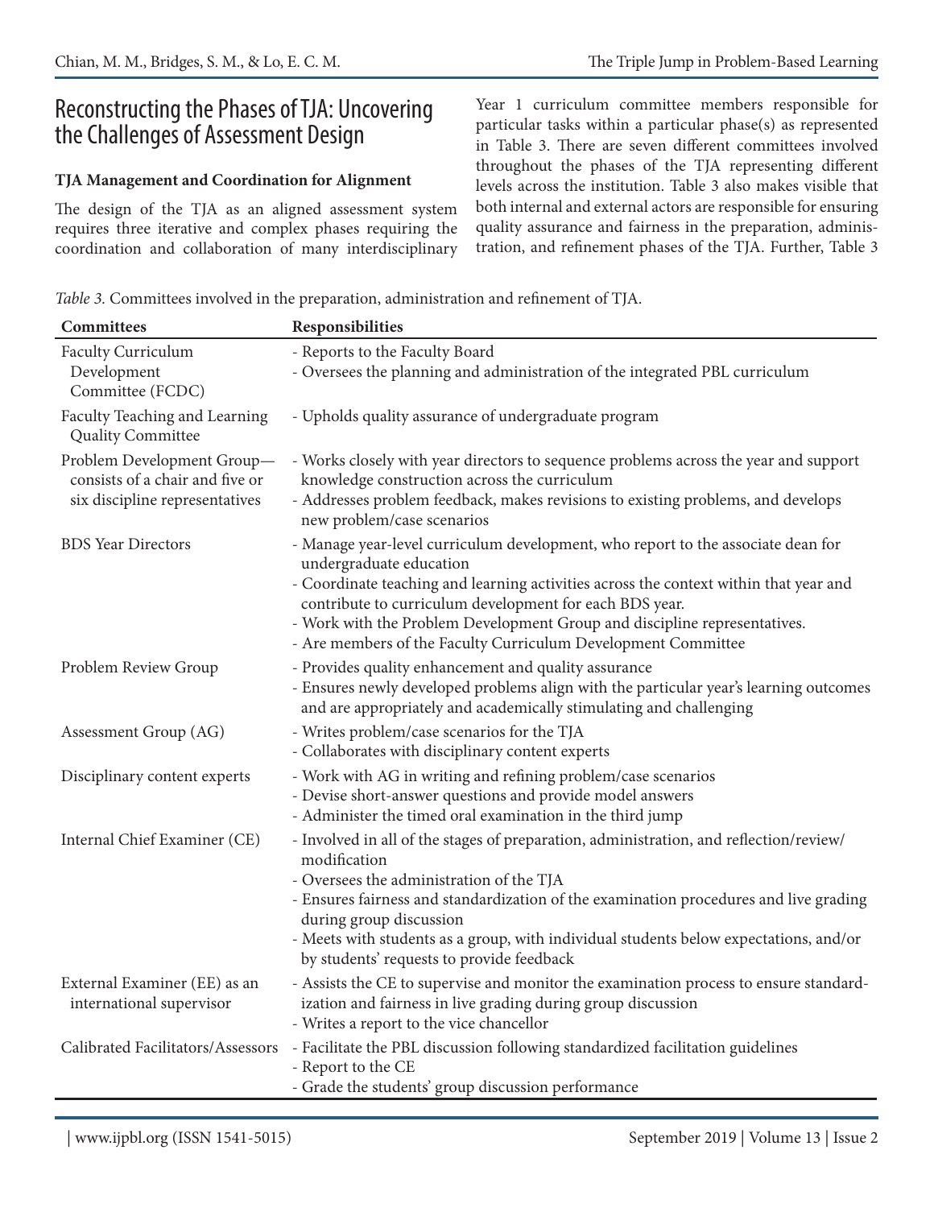## Reconstructing the Phases of TJA: Uncovering the Challenges of Assessment Design

### TJA Management and Coordination for Alignment

The design of the TJA as an aligned assessment system requires three iterative and complex phases requiring the coordination and collaboration of many interdisciplinary Year 1 curriculum committee members responsible for particular tasks within a particular phase(s) as represented in Table 3. There are seven different committees involved throughout the phases of the TJA representing different levels across the institution. Table 3 also makes visible that both internal and external actors are responsible for ensuring quality assurance and fairness in the preparation, administration, and refinement phases of the TJA. Further, Table 3

*Table 3.* Committees involved in the preparation, administration and refinement of TJA.

| **Committees** | **Responsibilities** |
|---|---|
| Faculty Curriculum Development Committee (FCDC) | - Reports to the Faculty Board<br>- Oversees the planning and administration of the integrated PBL curriculum |
| Faculty Teaching and Learning Quality Committee | - Upholds quality assurance of undergraduate program |
| Problem Development Group—consists of a chair and five or six discipline representatives | - Works closely with year directors to sequence problems across the year and support knowledge construction across the curriculum<br>- Addresses problem feedback, makes revisions to existing problems, and develops new problem/case scenarios |
| BDS Year Directors | - Manage year-level curriculum development, who report to the associate dean for undergraduate education<br>- Coordinate teaching and learning activities across the context within that year and contribute to curriculum development for each BDS year.<br>- Work with the Problem Development Group and discipline representatives.<br>- Are members of the Faculty Curriculum Development Committee |
| Problem Review Group | - Provides quality enhancement and quality assurance<br>- Ensures newly developed problems align with the particular year's learning outcomes and are appropriately and academically stimulating and challenging |
| Assessment Group (AG) | - Writes problem/case scenarios for the TJA<br>- Collaborates with disciplinary content experts |
| Disciplinary content experts | - Work with AG in writing and refining problem/case scenarios<br>- Devise short-answer questions and provide model answers<br>- Administer the timed oral examination in the third jump |
| Internal Chief Examiner (CE) | - Involved in all of the stages of preparation, administration, and reflection/review/modification<br>- Oversees the administration of the TJA<br>- Ensures fairness and standardization of the examination procedures and live grading during group discussion<br>- Meets with students as a group, with individual students below expectations, and/or by students' requests to provide feedback |
| External Examiner (EE) as an international supervisor | - Assists the CE to supervise and monitor the examination process to ensure standardization and fairness in live grading during group discussion<br>- Writes a report to the vice chancellor |
| Calibrated Facilitators/Assessors | - Facilitate the PBL discussion following standardized facilitation guidelines<br>- Report to the CE<br>- Grade the students' group discussion performance |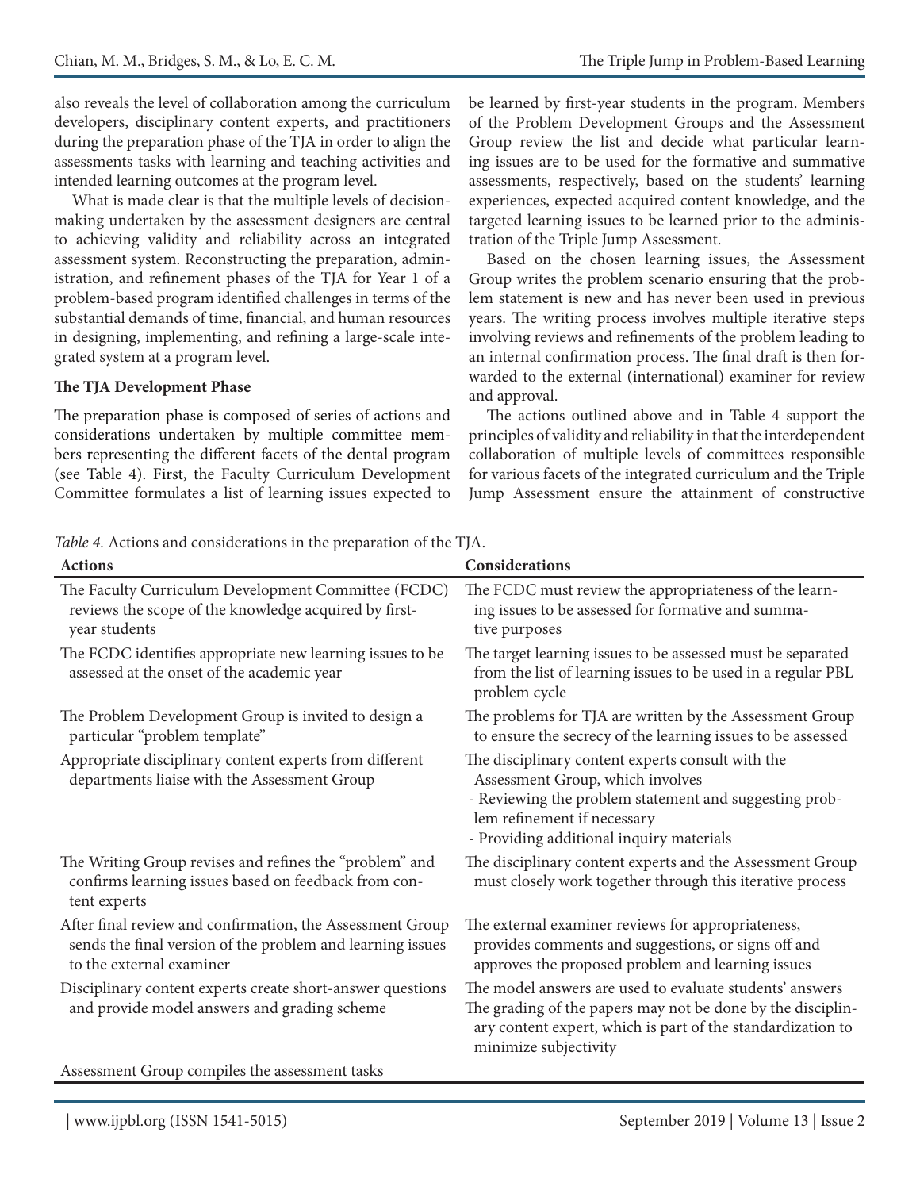also reveals the level of collaboration among the curriculum developers, disciplinary content experts, and practitioners during the preparation phase of the TJA in order to align the assessments tasks with learning and teaching activities and intended learning outcomes at the program level.

What is made clear is that the multiple levels of decision-making undertaken by the assessment designers are central to achieving validity and reliability across an integrated assessment system. Reconstructing the preparation, administration, and refinement phases of the TJA for Year 1 of a problem-based program identified challenges in terms of the substantial demands of time, financial, and human resources in designing, implementing, and refining a large-scale integrated system at a program level.

### The TJA Development Phase

The preparation phase is composed of series of actions and considerations undertaken by multiple committee members representing the different facets of the dental program (see Table 4). First, the Faculty Curriculum Development Committee formulates a list of learning issues expected to be learned by first-year students in the program. Members of the Problem Development Groups and the Assessment Group review the list and decide what particular learning issues are to be used for the formative and summative assessments, respectively, based on the students' learning experiences, expected acquired content knowledge, and the targeted learning issues to be learned prior to the administration of the Triple Jump Assessment.

Based on the chosen learning issues, the Assessment Group writes the problem scenario ensuring that the problem statement is new and has never been used in previous years. The writing process involves multiple iterative steps involving reviews and refinements of the problem leading to an internal confirmation process. The final draft is then forwarded to the external (international) examiner for review and approval.

The actions outlined above and in Table 4 support the principles of validity and reliability in that the interdependent collaboration of multiple levels of committees responsible for various facets of the integrated curriculum and the Triple Jump Assessment ensure the attainment of constructive

*Table 4.* Actions and considerations in the preparation of the TJA.

| Actions | Considerations |
|---|---|
| The Faculty Curriculum Development Committee (FCDC) reviews the scope of the knowledge acquired by first-year students | The FCDC must review the appropriateness of the learning issues to be assessed for formative and summative purposes |
| The FCDC identifies appropriate new learning issues to be assessed at the onset of the academic year | The target learning issues to be assessed must be separated from the list of learning issues to be used in a regular PBL problem cycle |
| The Problem Development Group is invited to design a particular "problem template" | The problems for TJA are written by the Assessment Group to ensure the secrecy of the learning issues to be assessed |
| Appropriate disciplinary content experts from different departments liaise with the Assessment Group | The disciplinary content experts consult with the Assessment Group, which involves<br>- Reviewing the problem statement and suggesting problem refinement if necessary<br>- Providing additional inquiry materials |
| The Writing Group revises and refines the "problem" and confirms learning issues based on feedback from content experts | The disciplinary content experts and the Assessment Group must closely work together through this iterative process |
| After final review and confirmation, the Assessment Group sends the final version of the problem and learning issues to the external examiner | The external examiner reviews for appropriateness, provides comments and suggestions, or signs off and approves the proposed problem and learning issues |
| Disciplinary content experts create short-answer questions and provide model answers and grading scheme | The model answers are used to evaluate students' answers<br>The grading of the papers may not be done by the disciplinary content expert, which is part of the standardization to minimize subjectivity |
| Assessment Group compiles the assessment tasks | |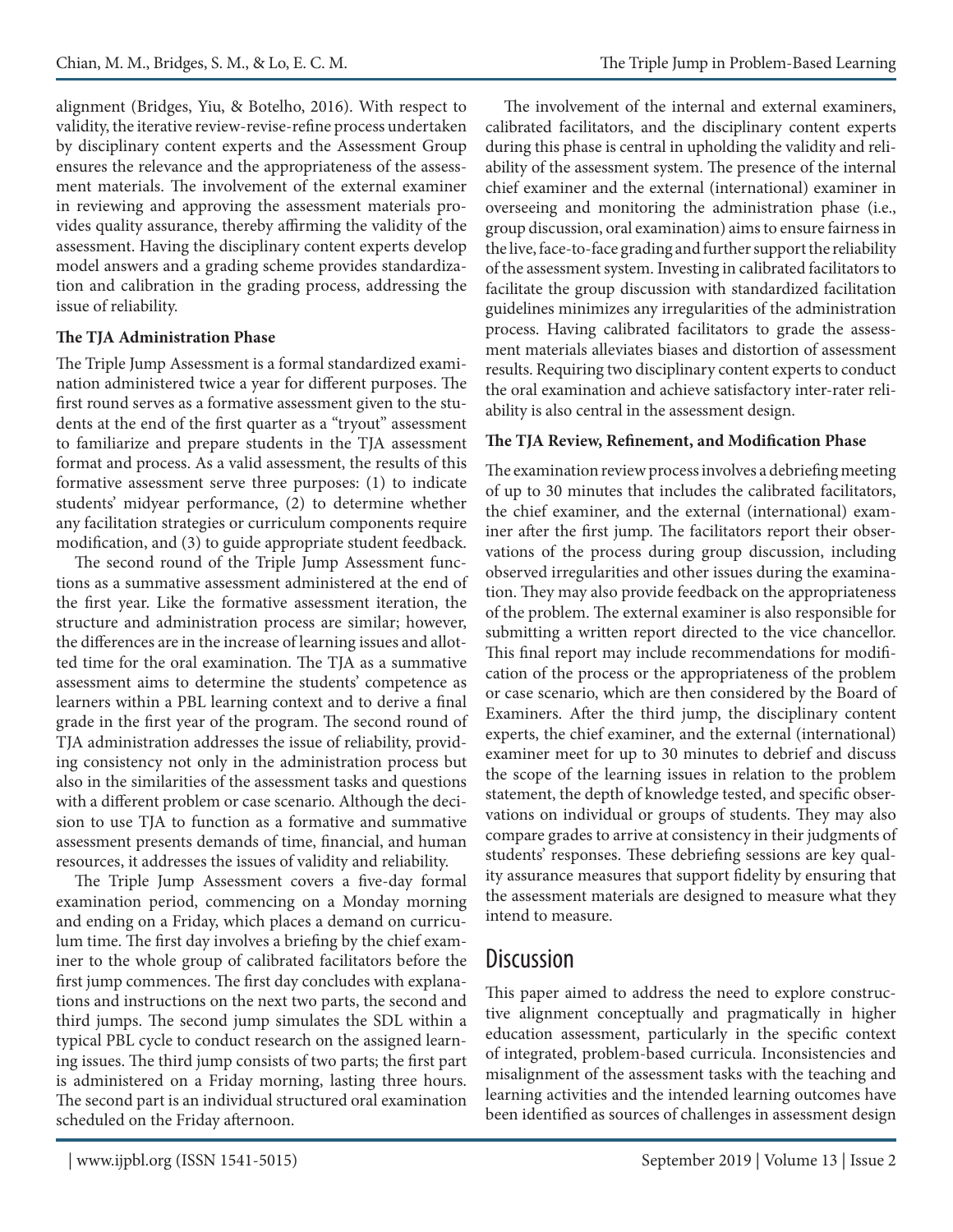alignment (Bridges, Yiu, & Botelho, 2016). With respect to validity, the iterative review-revise-refine process undertaken by disciplinary content experts and the Assessment Group ensures the relevance and the appropriateness of the assessment materials. The involvement of the external examiner in reviewing and approving the assessment materials provides quality assurance, thereby affirming the validity of the assessment. Having the disciplinary content experts develop model answers and a grading scheme provides standardization and calibration in the grading process, addressing the issue of reliability.

**The TJA Administration Phase**

The Triple Jump Assessment is a formal standardized examination administered twice a year for different purposes. The first round serves as a formative assessment given to the students at the end of the first quarter as a "tryout" assessment to familiarize and prepare students in the TJA assessment format and process. As a valid assessment, the results of this formative assessment serve three purposes: (1) to indicate students' midyear performance, (2) to determine whether any facilitation strategies or curriculum components require modification, and (3) to guide appropriate student feedback.

The second round of the Triple Jump Assessment functions as a summative assessment administered at the end of the first year. Like the formative assessment iteration, the structure and administration process are similar; however, the differences are in the increase of learning issues and allotted time for the oral examination. The TJA as a summative assessment aims to determine the students' competence as learners within a PBL learning context and to derive a final grade in the first year of the program. The second round of TJA administration addresses the issue of reliability, providing consistency not only in the administration process but also in the similarities of the assessment tasks and questions with a different problem or case scenario. Although the decision to use TJA to function as a formative and summative assessment presents demands of time, financial, and human resources, it addresses the issues of validity and reliability.

The Triple Jump Assessment covers a five-day formal examination period, commencing on a Monday morning and ending on a Friday, which places a demand on curriculum time. The first day involves a briefing by the chief examiner to the whole group of calibrated facilitators before the first jump commences. The first day concludes with explanations and instructions on the next two parts, the second and third jumps. The second jump simulates the SDL within a typical PBL cycle to conduct research on the assigned learning issues. The third jump consists of two parts; the first part is administered on a Friday morning, lasting three hours. The second part is an individual structured oral examination scheduled on the Friday afternoon.

The involvement of the internal and external examiners, calibrated facilitators, and the disciplinary content experts during this phase is central in upholding the validity and reliability of the assessment system. The presence of the internal chief examiner and the external (international) examiner in overseeing and monitoring the administration phase (i.e., group discussion, oral examination) aims to ensure fairness in the live, face-to-face grading and further support the reliability of the assessment system. Investing in calibrated facilitators to facilitate the group discussion with standardized facilitation guidelines minimizes any irregularities of the administration process. Having calibrated facilitators to grade the assessment materials alleviates biases and distortion of assessment results. Requiring two disciplinary content experts to conduct the oral examination and achieve satisfactory inter-rater reliability is also central in the assessment design.

**The TJA Review, Refinement, and Modification Phase**

The examination review process involves a debriefing meeting of up to 30 minutes that includes the calibrated facilitators, the chief examiner, and the external (international) examiner after the first jump. The facilitators report their observations of the process during group discussion, including observed irregularities and other issues during the examination. They may also provide feedback on the appropriateness of the problem. The external examiner is also responsible for submitting a written report directed to the vice chancellor. This final report may include recommendations for modification of the process or the appropriateness of the problem or case scenario, which are then considered by the Board of Examiners. After the third jump, the disciplinary content experts, the chief examiner, and the external (international) examiner meet for up to 30 minutes to debrief and discuss the scope of the learning issues in relation to the problem statement, the depth of knowledge tested, and specific observations on individual or groups of students. They may also compare grades to arrive at consistency in their judgments of students' responses. These debriefing sessions are key quality assurance measures that support fidelity by ensuring that the assessment materials are designed to measure what they intend to measure.

## Discussion

This paper aimed to address the need to explore constructive alignment conceptually and pragmatically in higher education assessment, particularly in the specific context of integrated, problem-based curricula. Inconsistencies and misalignment of the assessment tasks with the teaching and learning activities and the intended learning outcomes have been identified as sources of challenges in assessment design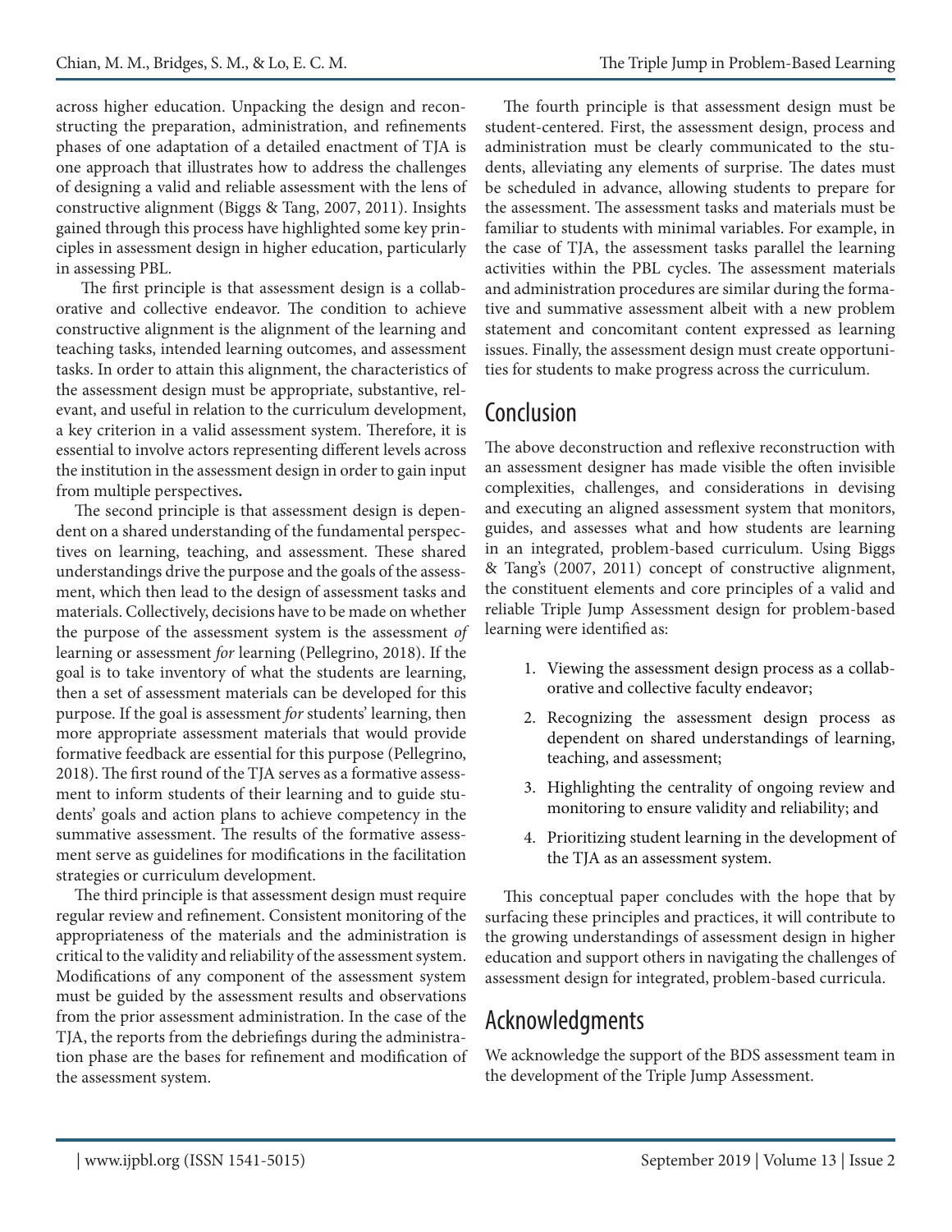across higher education. Unpacking the design and reconstructing the preparation, administration, and refinements phases of one adaptation of a detailed enactment of TJA is one approach that illustrates how to address the challenges of designing a valid and reliable assessment with the lens of constructive alignment (Biggs & Tang, 2007, 2011). Insights gained through this process have highlighted some key principles in assessment design in higher education, particularly in assessing PBL.

The first principle is that assessment design is a collaborative and collective endeavor. The condition to achieve constructive alignment is the alignment of the learning and teaching tasks, intended learning outcomes, and assessment tasks. In order to attain this alignment, the characteristics of the assessment design must be appropriate, substantive, relevant, and useful in relation to the curriculum development, a key criterion in a valid assessment system. Therefore, it is essential to involve actors representing different levels across the institution in the assessment design in order to gain input from multiple perspectives.

The second principle is that assessment design is dependent on a shared understanding of the fundamental perspectives on learning, teaching, and assessment. These shared understandings drive the purpose and the goals of the assessment, which then lead to the design of assessment tasks and materials. Collectively, decisions have to be made on whether the purpose of the assessment system is the assessment *of* learning or assessment *for* learning (Pellegrino, 2018). If the goal is to take inventory of what the students are learning, then a set of assessment materials can be developed for this purpose. If the goal is assessment *for* students' learning, then more appropriate assessment materials that would provide formative feedback are essential for this purpose (Pellegrino, 2018). The first round of the TJA serves as a formative assessment to inform students of their learning and to guide students' goals and action plans to achieve competency in the summative assessment. The results of the formative assessment serve as guidelines for modifications in the facilitation strategies or curriculum development.

The third principle is that assessment design must require regular review and refinement. Consistent monitoring of the appropriateness of the materials and the administration is critical to the validity and reliability of the assessment system. Modifications of any component of the assessment system must be guided by the assessment results and observations from the prior assessment administration. In the case of the TJA, the reports from the debriefings during the administration phase are the bases for refinement and modification of the assessment system.

The fourth principle is that assessment design must be student-centered. First, the assessment design, process and administration must be clearly communicated to the students, alleviating any elements of surprise. The dates must be scheduled in advance, allowing students to prepare for the assessment. The assessment tasks and materials must be familiar to students with minimal variables. For example, in the case of TJA, the assessment tasks parallel the learning activities within the PBL cycles. The assessment materials and administration procedures are similar during the formative and summative assessment albeit with a new problem statement and concomitant content expressed as learning issues. Finally, the assessment design must create opportunities for students to make progress across the curriculum.

## Conclusion

The above deconstruction and reflexive reconstruction with an assessment designer has made visible the often invisible complexities, challenges, and considerations in devising and executing an aligned assessment system that monitors, guides, and assesses what and how students are learning in an integrated, problem-based curriculum. Using Biggs & Tang's (2007, 2011) concept of constructive alignment, the constituent elements and core principles of a valid and reliable Triple Jump Assessment design for problem-based learning were identified as:

1. Viewing the assessment design process as a collaborative and collective faculty endeavor;
2. Recognizing the assessment design process as dependent on shared understandings of learning, teaching, and assessment;
3. Highlighting the centrality of ongoing review and monitoring to ensure validity and reliability; and
4. Prioritizing student learning in the development of the TJA as an assessment system.

This conceptual paper concludes with the hope that by surfacing these principles and practices, it will contribute to the growing understandings of assessment design in higher education and support others in navigating the challenges of assessment design for integrated, problem-based curricula.

## Acknowledgments

We acknowledge the support of the BDS assessment team in the development of the Triple Jump Assessment.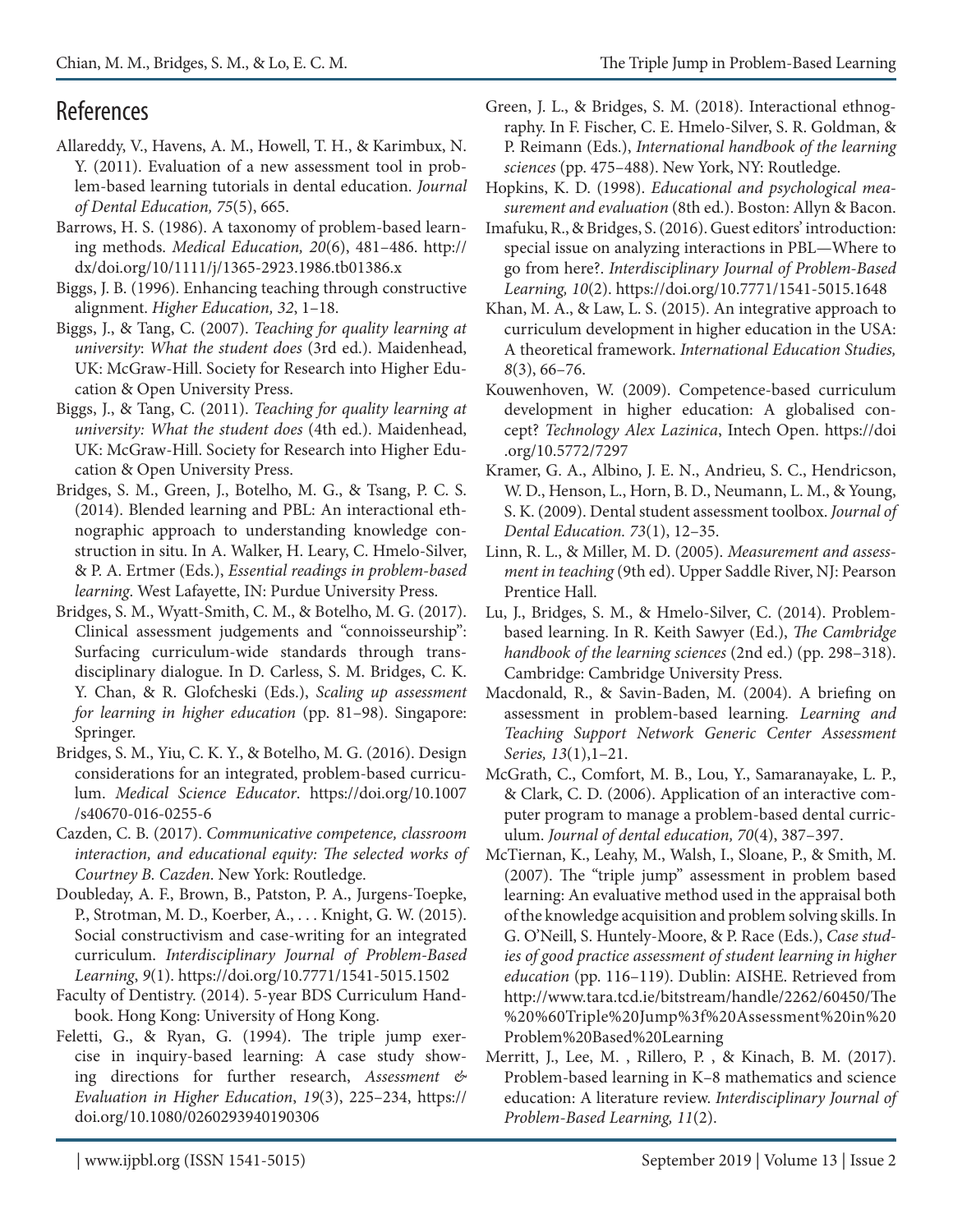## References

Allareddy, V., Havens, A. M., Howell, T. H., & Karimbux, N. Y. (2011). Evaluation of a new assessment tool in problem-based learning tutorials in dental education. *Journal of Dental Education, 75*(5), 665.

Barrows, H. S. (1986). A taxonomy of problem-based learning methods. *Medical Education, 20*(6), 481–486. http://dx/doi.org/10/1111/j/1365-2923.1986.tb01386.x

Biggs, J. B. (1996). Enhancing teaching through constructive alignment. *Higher Education, 32*, 1–18.

Biggs, J., & Tang, C. (2007). *Teaching for quality learning at university*: *What the student does* (3rd ed.). Maidenhead, UK: McGraw-Hill. Society for Research into Higher Education & Open University Press.

Biggs, J., & Tang, C. (2011). *Teaching for quality learning at university: What the student does* (4th ed.). Maidenhead, UK: McGraw-Hill. Society for Research into Higher Education & Open University Press.

Bridges, S. M., Green, J., Botelho, M. G., & Tsang, P. C. S. (2014). Blended learning and PBL: An interactional ethnographic approach to understanding knowledge construction in situ. In A. Walker, H. Leary, C. Hmelo-Silver, & P. A. Ertmer (Eds.), *Essential readings in problem-based learning*. West Lafayette, IN: Purdue University Press.

Bridges, S. M., Wyatt-Smith, C. M., & Botelho, M. G. (2017). Clinical assessment judgements and "connoisseurship": Surfacing curriculum-wide standards through transdisciplinary dialogue. In D. Carless, S. M. Bridges, C. K. Y. Chan, & R. Glofcheski (Eds.), *Scaling up assessment for learning in higher education* (pp. 81–98). Singapore: Springer.

Bridges, S. M., Yiu, C. K. Y., & Botelho, M. G. (2016). Design considerations for an integrated, problem-based curriculum. *Medical Science Educator*. https://doi.org/10.1007/s40670-016-0255-6

Cazden, C. B. (2017). *Communicative competence, classroom interaction, and educational equity: The selected works of Courtney B. Cazden*. New York: Routledge.

Doubleday, A. F., Brown, B., Patston, P. A., Jurgens-Toepke, P., Strotman, M. D., Koerber, A., . . . Knight, G. W. (2015). Social constructivism and case-writing for an integrated curriculum. *Interdisciplinary Journal of Problem-Based Learning*, *9*(1). https://doi.org/10.7771/1541-5015.1502

Faculty of Dentistry. (2014). 5-year BDS Curriculum Handbook. Hong Kong: University of Hong Kong.

Feletti, G., & Ryan, G. (1994). The triple jump exercise in inquiry-based learning: A case study showing directions for further research, *Assessment & Evaluation in Higher Education*, *19*(3), 225–234, https://doi.org/10.1080/0260293940190306

Green, J. L., & Bridges, S. M. (2018). Interactional ethnography. In F. Fischer, C. E. Hmelo-Silver, S. R. Goldman, & P. Reimann (Eds.), *International handbook of the learning sciences* (pp. 475–488). New York, NY: Routledge.

Hopkins, K. D. (1998). *Educational and psychological measurement and evaluation* (8th ed.). Boston: Allyn & Bacon.

Imafuku, R., & Bridges, S. (2016). Guest editors' introduction: special issue on analyzing interactions in PBL—Where to go from here?. *Interdisciplinary Journal of Problem-Based Learning, 10*(2). https://doi.org/10.7771/1541-5015.1648

Khan, M. A., & Law, L. S. (2015). An integrative approach to curriculum development in higher education in the USA: A theoretical framework. *International Education Studies, 8*(3), 66–76.

Kouwenhoven, W. (2009). Competence-based curriculum development in higher education: A globalised concept? *Technology Alex Lazinica*, Intech Open. https://doi.org/10.5772/7297

Kramer, G. A., Albino, J. E. N., Andrieu, S. C., Hendricson, W. D., Henson, L., Horn, B. D., Neumann, L. M., & Young, S. K. (2009). Dental student assessment toolbox. *Journal of Dental Education. 73*(1), 12–35.

Linn, R. L., & Miller, M. D. (2005). *Measurement and assessment in teaching* (9th ed). Upper Saddle River, NJ: Pearson Prentice Hall.

Lu, J., Bridges, S. M., & Hmelo-Silver, C. (2014). Problem-based learning. In R. Keith Sawyer (Ed.), *The Cambridge handbook of the learning sciences* (2nd ed.) (pp. 298–318). Cambridge: Cambridge University Press.

Macdonald, R., & Savin-Baden, M. (2004). A briefing on assessment in problem-based learning. *Learning and Teaching Support Network Generic Center Assessment Series, 13*(1),1–21.

McGrath, C., Comfort, M. B., Lou, Y., Samaranayake, L. P., & Clark, C. D. (2006). Application of an interactive computer program to manage a problem-based dental curriculum. *Journal of dental education, 70*(4), 387–397.

McTiernan, K., Leahy, M., Walsh, I., Sloane, P., & Smith, M. (2007). The "triple jump" assessment in problem based learning: An evaluative method used in the appraisal both of the knowledge acquisition and problem solving skills. In G. O'Neill, S. Huntely-Moore, & P. Race (Eds.), *Case studies of good practice assessment of student learning in higher education* (pp. 116–119). Dublin: AISHE. Retrieved from http://www.tara.tcd.ie/bitstream/handle/2262/60450/The%20%60Triple%20Jump%3f%20Assessment%20in%20Problem%20Based%20Learning

Merritt, J., Lee, M. , Rillero, P. , & Kinach, B. M. (2017). Problem-based learning in K–8 mathematics and science education: A literature review. *Interdisciplinary Journal of Problem-Based Learning, 11*(2).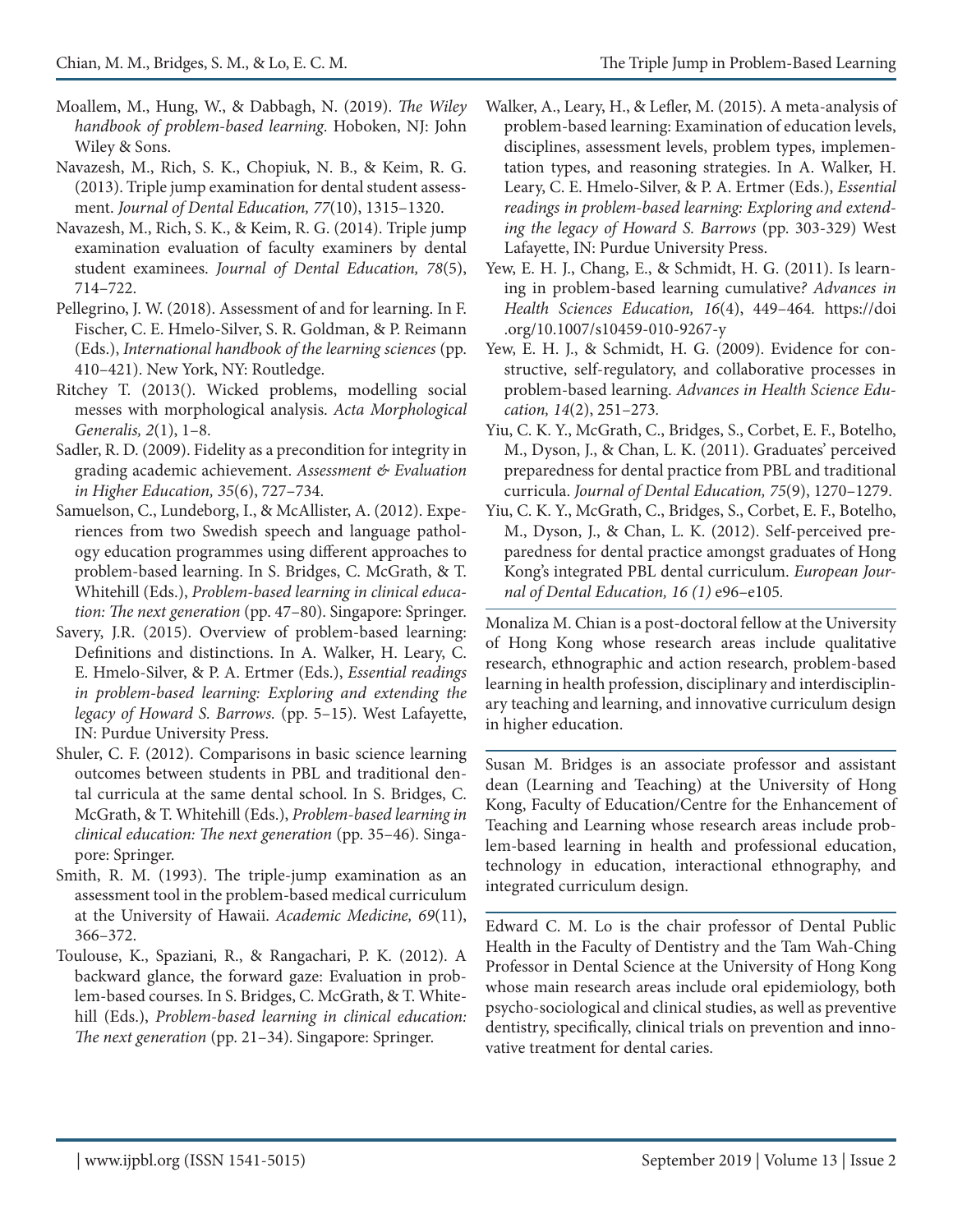Moallem, M., Hung, W., & Dabbagh, N. (2019). *The Wiley handbook of problem-based learning*. Hoboken, NJ: John Wiley & Sons.

Navazesh, M., Rich, S. K., Chopiuk, N. B., & Keim, R. G. (2013). Triple jump examination for dental student assessment. *Journal of Dental Education, 77*(10), 1315–1320.

Navazesh, M., Rich, S. K., & Keim, R. G. (2014). Triple jump examination evaluation of faculty examiners by dental student examinees. *Journal of Dental Education, 78*(5), 714–722.

Pellegrino, J. W. (2018). Assessment of and for learning. In F. Fischer, C. E. Hmelo-Silver, S. R. Goldman, & P. Reimann (Eds.), *International handbook of the learning sciences* (pp. 410–421). New York, NY: Routledge.

Ritchey T. (2013(). Wicked problems, modelling social messes with morphological analysis. *Acta Morphological Generalis, 2*(1), 1–8.

Sadler, R. D. (2009). Fidelity as a precondition for integrity in grading academic achievement. *Assessment & Evaluation in Higher Education, 35*(6), 727–734.

Samuelson, C., Lundeborg, I., & McAllister, A. (2012). Experiences from two Swedish speech and language pathology education programmes using different approaches to problem-based learning. In S. Bridges, C. McGrath, & T. Whitehill (Eds.), *Problem-based learning in clinical education: The next generation* (pp. 47–80). Singapore: Springer.

Savery, J.R. (2015). Overview of problem-based learning: Definitions and distinctions. In A. Walker, H. Leary, C. E. Hmelo-Silver, & P. A. Ertmer (Eds.), *Essential readings in problem-based learning: Exploring and extending the legacy of Howard S. Barrows.* (pp. 5–15). West Lafayette, IN: Purdue University Press.

Shuler, C. F. (2012). Comparisons in basic science learning outcomes between students in PBL and traditional dental curricula at the same dental school. In S. Bridges, C. McGrath, & T. Whitehill (Eds.), *Problem-based learning in clinical education: The next generation* (pp. 35–46). Singapore: Springer.

Smith, R. M. (1993). The triple-jump examination as an assessment tool in the problem-based medical curriculum at the University of Hawaii. *Academic Medicine, 69*(11), 366–372.

Toulouse, K., Spaziani, R., & Rangachari, P. K. (2012). A backward glance, the forward gaze: Evaluation in problem-based courses. In S. Bridges, C. McGrath, & T. Whitehill (Eds.), *Problem-based learning in clinical education: The next generation* (pp. 21–34). Singapore: Springer.

Walker, A., Leary, H., & Lefler, M. (2015). A meta-analysis of problem-based learning: Examination of education levels, disciplines, assessment levels, problem types, implementation types, and reasoning strategies. In A. Walker, H. Leary, C. E. Hmelo-Silver, & P. A. Ertmer (Eds.), *Essential readings in problem-based learning: Exploring and extending the legacy of Howard S. Barrows* (pp. 303-329) West Lafayette, IN: Purdue University Press.

Yew, E. H. J., Chang, E., & Schmidt, H. G. (2011). Is learning in problem-based learning cumulative*? Advances in Health Sciences Education, 16*(4), 449–464*.* https://doi.org/10.1007/s10459-010-9267-y

Yew, E. H. J., & Schmidt, H. G. (2009). Evidence for constructive, self-regulatory, and collaborative processes in problem-based learning. *Advances in Health Science Education, 14*(2), 251–273.

Yiu, C. K. Y., McGrath, C., Bridges, S., Corbet, E. F., Botelho, M., Dyson, J., & Chan, L. K. (2011). Graduates' perceived preparedness for dental practice from PBL and traditional curricula. *Journal of Dental Education, 75*(9), 1270–1279.

Yiu, C. K. Y., McGrath, C., Bridges, S., Corbet, E. F., Botelho, M., Dyson, J., & Chan, L. K. (2012). Self-perceived preparedness for dental practice amongst graduates of Hong Kong's integrated PBL dental curriculum. *European Journal of Dental Education, 16 (1)* e96–e105*.*

---

Monaliza M. Chian is a post-doctoral fellow at the University of Hong Kong whose research areas include qualitative research, ethnographic and action research, problem-based learning in health profession, disciplinary and interdisciplinary teaching and learning, and innovative curriculum design in higher education.

---

Susan M. Bridges is an associate professor and assistant dean (Learning and Teaching) at the University of Hong Kong, Faculty of Education/Centre for the Enhancement of Teaching and Learning whose research areas include problem-based learning in health and professional education, technology in education, interactional ethnography, and integrated curriculum design.

---

Edward C. M. Lo is the chair professor of Dental Public Health in the Faculty of Dentistry and the Tam Wah-Ching Professor in Dental Science at the University of Hong Kong whose main research areas include oral epidemiology, both psycho-sociological and clinical studies, as well as preventive dentistry, specifically, clinical trials on prevention and innovative treatment for dental caries.